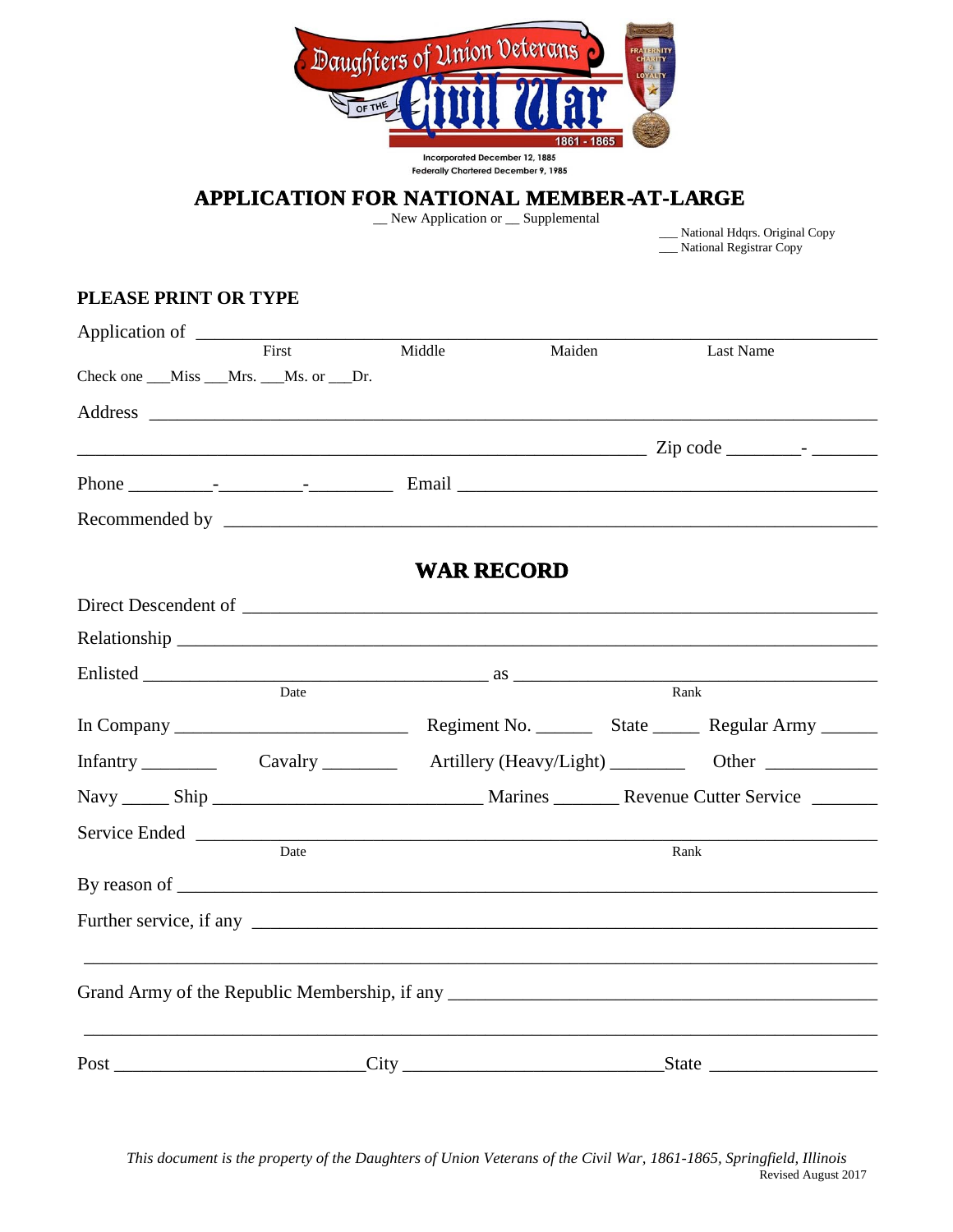Daughters of Union Veterans of the Civil War 1861 - 1865

Incorporated December 12, 1885
Federally Chartered December 9, 1985

# APPLICATION FOR NATIONAL MEMBER-AT-LARGE

__ New Application or __ Supplemental

___ National Hdqrs. Original Copy
___ National Registrar Copy

**PLEASE PRINT OR TYPE**

Application of ______________________________________________________________
First Middle Maiden Last Name

Check one ___Miss ___Mrs. ___Ms. or ___Dr.

Address ____________________________________________________________________

______________________________________________________ Zip code ________- _______

Phone _________-_________-_________ Email ______________________________________

Recommended by _____________________________________________________________

## WAR RECORD

Direct Descendent of _________________________________________________________

Relationship ________________________________________________________________

Enlisted ______________________________ as _________________________________
Date Rank

In Company ____________________ Regiment No. ______ State _____ Regular Army ______

Infantry ________ Cavalry ________ Artillery (Heavy/Light) ________ Other ____________

Navy _____ Ship ________________________ Marines _______ Revenue Cutter Service _______

Service Ended _______________________________________________________________
Date Rank

By reason of _________________________________________________________________

Further service, if any __________________________________________________________

_____________________________________________________________________________

Grand Army of the Republic Membership, if any ____________________________________

_____________________________________________________________________________

Post _____________________City _______________________State __________________

*This document is the property of the Daughters of Union Veterans of the Civil War, 1861-1865, Springfield, Illinois*

Revised August 2017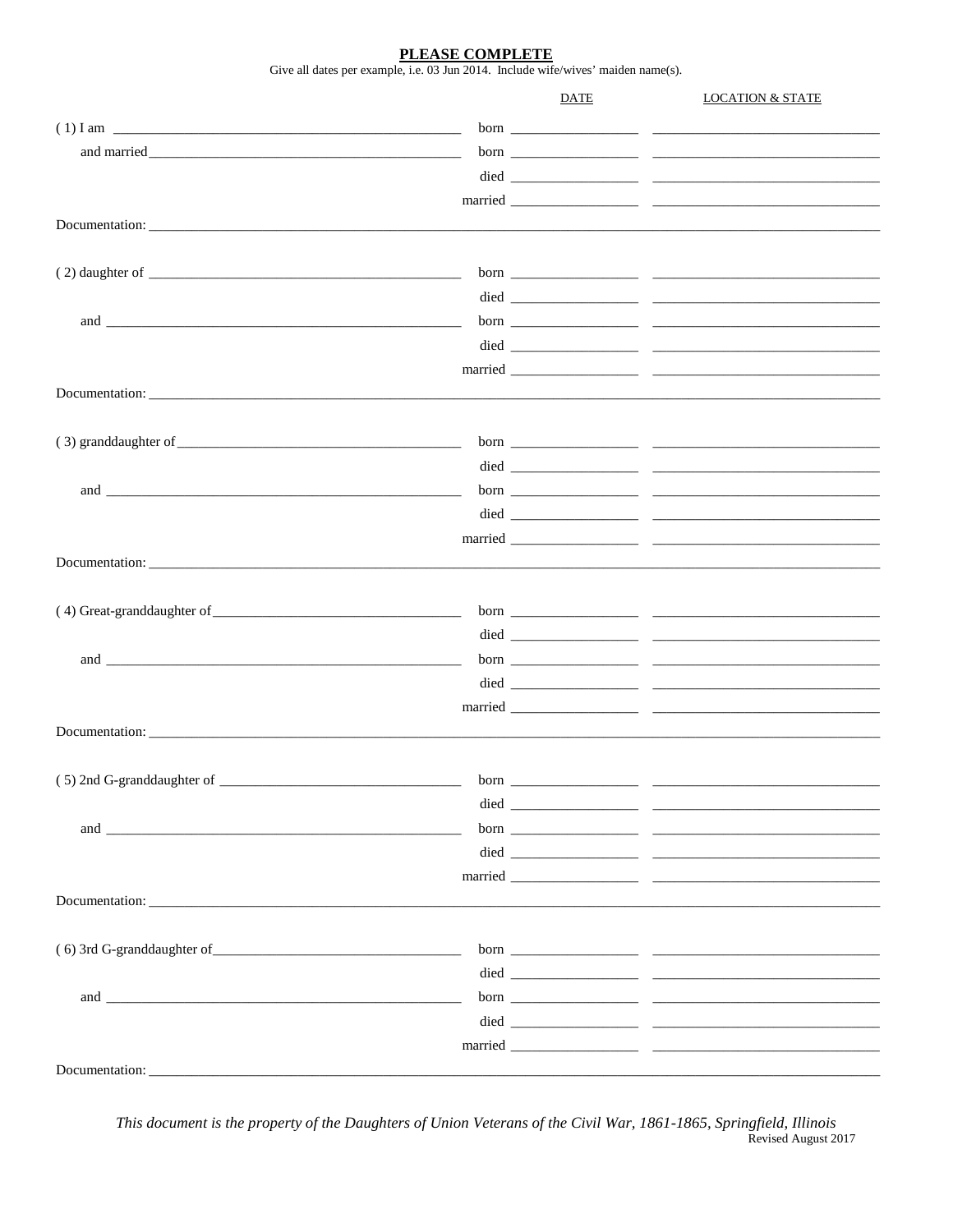## PLEASE COMPLETE

Give all dates per example, i.e. 03 Jun 2014. Include wife/wives' maiden name(s).

| | | DATE | LOCATION & STATE |
|---|---|---|---|
| ( 1) I am ______________________________ | born | __________ | ____________________ |
| and married ______________________________ | born | __________ | ____________________ |
| | died | __________ | ____________________ |
| | married | __________ | ____________________ |

Documentation: ____________________________________________________________

| | | | |
|---|---|---|---|
| ( 2) daughter of ______________________________ | born | __________ | ____________________ |
| | died | __________ | ____________________ |
| and ______________________________ | born | __________ | ____________________ |
| | died | __________ | ____________________ |
| | married | __________ | ____________________ |

Documentation: ____________________________________________________________

| | | | |
|---|---|---|---|
| ( 3) granddaughter of ______________________________ | born | __________ | ____________________ |
| | died | __________ | ____________________ |
| and ______________________________ | born | __________ | ____________________ |
| | died | __________ | ____________________ |
| | married | __________ | ____________________ |

Documentation: ____________________________________________________________

| | | | |
|---|---|---|---|
| ( 4) Great-granddaughter of ______________________________ | born | __________ | ____________________ |
| | died | __________ | ____________________ |
| and ______________________________ | born | __________ | ____________________ |
| | died | __________ | ____________________ |
| | married | __________ | ____________________ |

Documentation: ____________________________________________________________

| | | | |
|---|---|---|---|
| ( 5) 2nd G-granddaughter of ______________________________ | born | __________ | ____________________ |
| | died | __________ | ____________________ |
| and ______________________________ | born | __________ | ____________________ |
| | died | __________ | ____________________ |
| | married | __________ | ____________________ |

Documentation: ____________________________________________________________

| | | | |
|---|---|---|---|
| ( 6) 3rd G-granddaughter of ______________________________ | born | __________ | ____________________ |
| | died | __________ | ____________________ |
| and ______________________________ | born | __________ | ____________________ |
| | died | __________ | ____________________ |
| | married | __________ | ____________________ |

Documentation: ____________________________________________________________

*This document is the property of the Daughters of Union Veterans of the Civil War, 1861-1865, Springfield, Illinois*

Revised August 2017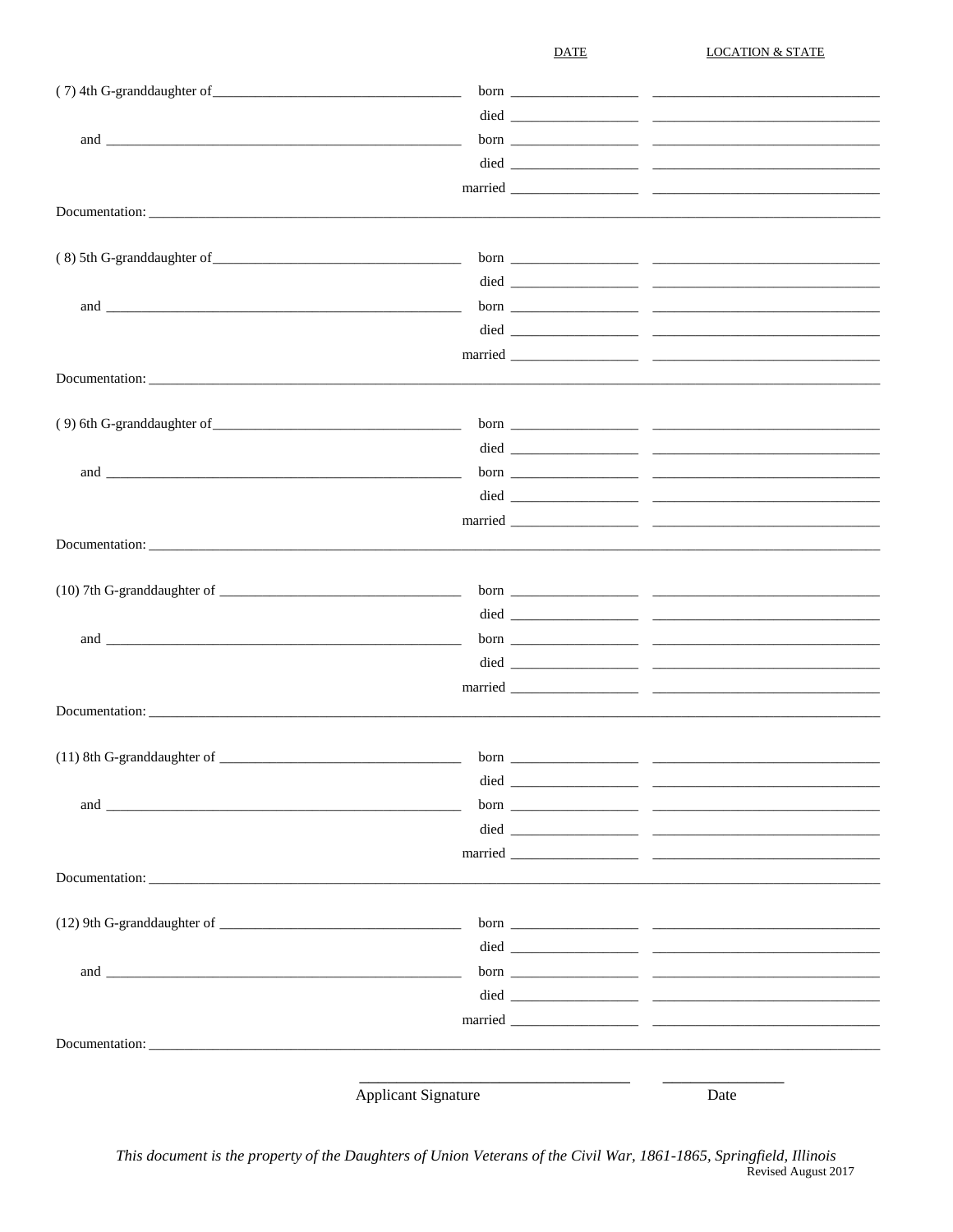DATE LOCATION & STATE

( 7) 4th G-granddaughter of\_\_\_\_\_\_\_\_\_\_\_\_\_\_\_\_\_\_\_\_\_\_\_\_\_\_\_\_\_\_\_\_\_\_\_\_ born \_\_\_\_\_\_\_\_\_\_\_\_\_\_\_\_\_\_\_ \_\_\_\_\_\_\_\_\_\_\_\_\_\_\_\_\_\_\_\_\_\_\_\_\_\_\_\_\_\_\_\_\_\_

died \_\_\_\_\_\_\_\_\_\_\_\_\_\_\_\_\_\_\_ \_\_\_\_\_\_\_\_\_\_\_\_\_\_\_\_\_\_\_\_\_\_\_\_\_\_\_\_\_\_\_\_\_\_

and \_\_\_\_\_\_\_\_\_\_\_\_\_\_\_\_\_\_\_\_\_\_\_\_\_\_\_\_\_\_\_\_\_\_\_\_\_\_\_\_\_\_\_\_\_\_\_\_\_\_\_\_ born \_\_\_\_\_\_\_\_\_\_\_\_\_\_\_\_\_\_\_ \_\_\_\_\_\_\_\_\_\_\_\_\_\_\_\_\_\_\_\_\_\_\_\_\_\_\_\_\_\_\_\_\_\_

died \_\_\_\_\_\_\_\_\_\_\_\_\_\_\_\_\_\_\_ \_\_\_\_\_\_\_\_\_\_\_\_\_\_\_\_\_\_\_\_\_\_\_\_\_\_\_\_\_\_\_\_\_\_

married \_\_\_\_\_\_\_\_\_\_\_\_\_\_\_\_\_\_\_ \_\_\_\_\_\_\_\_\_\_\_\_\_\_\_\_\_\_\_\_\_\_\_\_\_\_\_\_\_\_\_\_\_\_

Documentation: \_\_\_\_\_\_\_\_\_\_\_\_\_\_\_\_\_\_\_\_\_\_\_\_\_\_\_\_\_\_\_\_\_\_\_\_\_\_\_\_\_\_\_\_\_\_\_\_\_\_\_\_\_\_\_\_\_\_\_\_\_\_\_\_\_\_\_\_\_\_\_\_\_\_\_\_\_\_\_\_\_\_\_\_\_\_\_\_\_\_\_\_\_\_\_\_\_\_\_\_\_\_

( 8) 5th G-granddaughter of\_\_\_\_\_\_\_\_\_\_\_\_\_\_\_\_\_\_\_\_\_\_\_\_\_\_\_\_\_\_\_\_\_\_\_\_ born \_\_\_\_\_\_\_\_\_\_\_\_\_\_\_\_\_\_\_ \_\_\_\_\_\_\_\_\_\_\_\_\_\_\_\_\_\_\_\_\_\_\_\_\_\_\_\_\_\_\_\_\_\_

died \_\_\_\_\_\_\_\_\_\_\_\_\_\_\_\_\_\_\_ \_\_\_\_\_\_\_\_\_\_\_\_\_\_\_\_\_\_\_\_\_\_\_\_\_\_\_\_\_\_\_\_\_\_

and \_\_\_\_\_\_\_\_\_\_\_\_\_\_\_\_\_\_\_\_\_\_\_\_\_\_\_\_\_\_\_\_\_\_\_\_\_\_\_\_\_\_\_\_\_\_\_\_\_\_\_\_ born \_\_\_\_\_\_\_\_\_\_\_\_\_\_\_\_\_\_\_ \_\_\_\_\_\_\_\_\_\_\_\_\_\_\_\_\_\_\_\_\_\_\_\_\_\_\_\_\_\_\_\_\_\_

died \_\_\_\_\_\_\_\_\_\_\_\_\_\_\_\_\_\_\_ \_\_\_\_\_\_\_\_\_\_\_\_\_\_\_\_\_\_\_\_\_\_\_\_\_\_\_\_\_\_\_\_\_\_

married \_\_\_\_\_\_\_\_\_\_\_\_\_\_\_\_\_\_\_ \_\_\_\_\_\_\_\_\_\_\_\_\_\_\_\_\_\_\_\_\_\_\_\_\_\_\_\_\_\_\_\_\_\_

Documentation: \_\_\_\_\_\_\_\_\_\_\_\_\_\_\_\_\_\_\_\_\_\_\_\_\_\_\_\_\_\_\_\_\_\_\_\_\_\_\_\_\_\_\_\_\_\_\_\_\_\_\_\_\_\_\_\_\_\_\_\_\_\_\_\_\_\_\_\_\_\_\_\_\_\_\_\_\_\_\_\_\_\_\_\_\_\_\_\_\_\_\_\_\_\_\_\_\_\_\_\_\_\_

( 9) 6th G-granddaughter of\_\_\_\_\_\_\_\_\_\_\_\_\_\_\_\_\_\_\_\_\_\_\_\_\_\_\_\_\_\_\_\_\_\_\_\_ born \_\_\_\_\_\_\_\_\_\_\_\_\_\_\_\_\_\_\_ \_\_\_\_\_\_\_\_\_\_\_\_\_\_\_\_\_\_\_\_\_\_\_\_\_\_\_\_\_\_\_\_\_\_

died \_\_\_\_\_\_\_\_\_\_\_\_\_\_\_\_\_\_\_ \_\_\_\_\_\_\_\_\_\_\_\_\_\_\_\_\_\_\_\_\_\_\_\_\_\_\_\_\_\_\_\_\_\_

and \_\_\_\_\_\_\_\_\_\_\_\_\_\_\_\_\_\_\_\_\_\_\_\_\_\_\_\_\_\_\_\_\_\_\_\_\_\_\_\_\_\_\_\_\_\_\_\_\_\_\_\_ born \_\_\_\_\_\_\_\_\_\_\_\_\_\_\_\_\_\_\_ \_\_\_\_\_\_\_\_\_\_\_\_\_\_\_\_\_\_\_\_\_\_\_\_\_\_\_\_\_\_\_\_\_\_

died \_\_\_\_\_\_\_\_\_\_\_\_\_\_\_\_\_\_\_ \_\_\_\_\_\_\_\_\_\_\_\_\_\_\_\_\_\_\_\_\_\_\_\_\_\_\_\_\_\_\_\_\_\_

married \_\_\_\_\_\_\_\_\_\_\_\_\_\_\_\_\_\_\_ \_\_\_\_\_\_\_\_\_\_\_\_\_\_\_\_\_\_\_\_\_\_\_\_\_\_\_\_\_\_\_\_\_\_

Documentation: \_\_\_\_\_\_\_\_\_\_\_\_\_\_\_\_\_\_\_\_\_\_\_\_\_\_\_\_\_\_\_\_\_\_\_\_\_\_\_\_\_\_\_\_\_\_\_\_\_\_\_\_\_\_\_\_\_\_\_\_\_\_\_\_\_\_\_\_\_\_\_\_\_\_\_\_\_\_\_\_\_\_\_\_\_\_\_\_\_\_\_\_\_\_\_\_\_\_\_\_\_\_

(10) 7th G-granddaughter of \_\_\_\_\_\_\_\_\_\_\_\_\_\_\_\_\_\_\_\_\_\_\_\_\_\_\_\_\_\_\_\_\_\_\_ born \_\_\_\_\_\_\_\_\_\_\_\_\_\_\_\_\_\_\_ \_\_\_\_\_\_\_\_\_\_\_\_\_\_\_\_\_\_\_\_\_\_\_\_\_\_\_\_\_\_\_\_\_\_

died \_\_\_\_\_\_\_\_\_\_\_\_\_\_\_\_\_\_\_ \_\_\_\_\_\_\_\_\_\_\_\_\_\_\_\_\_\_\_\_\_\_\_\_\_\_\_\_\_\_\_\_\_\_

and \_\_\_\_\_\_\_\_\_\_\_\_\_\_\_\_\_\_\_\_\_\_\_\_\_\_\_\_\_\_\_\_\_\_\_\_\_\_\_\_\_\_\_\_\_\_\_\_\_\_\_\_ born \_\_\_\_\_\_\_\_\_\_\_\_\_\_\_\_\_\_\_ \_\_\_\_\_\_\_\_\_\_\_\_\_\_\_\_\_\_\_\_\_\_\_\_\_\_\_\_\_\_\_\_\_\_

died \_\_\_\_\_\_\_\_\_\_\_\_\_\_\_\_\_\_\_ \_\_\_\_\_\_\_\_\_\_\_\_\_\_\_\_\_\_\_\_\_\_\_\_\_\_\_\_\_\_\_\_\_\_

married \_\_\_\_\_\_\_\_\_\_\_\_\_\_\_\_\_\_\_ \_\_\_\_\_\_\_\_\_\_\_\_\_\_\_\_\_\_\_\_\_\_\_\_\_\_\_\_\_\_\_\_\_\_

Documentation: \_\_\_\_\_\_\_\_\_\_\_\_\_\_\_\_\_\_\_\_\_\_\_\_\_\_\_\_\_\_\_\_\_\_\_\_\_\_\_\_\_\_\_\_\_\_\_\_\_\_\_\_\_\_\_\_\_\_\_\_\_\_\_\_\_\_\_\_\_\_\_\_\_\_\_\_\_\_\_\_\_\_\_\_\_\_\_\_\_\_\_\_\_\_\_\_\_\_\_\_\_\_

(11) 8th G-granddaughter of \_\_\_\_\_\_\_\_\_\_\_\_\_\_\_\_\_\_\_\_\_\_\_\_\_\_\_\_\_\_\_\_\_\_\_ born \_\_\_\_\_\_\_\_\_\_\_\_\_\_\_\_\_\_\_ \_\_\_\_\_\_\_\_\_\_\_\_\_\_\_\_\_\_\_\_\_\_\_\_\_\_\_\_\_\_\_\_\_\_

died \_\_\_\_\_\_\_\_\_\_\_\_\_\_\_\_\_\_\_ \_\_\_\_\_\_\_\_\_\_\_\_\_\_\_\_\_\_\_\_\_\_\_\_\_\_\_\_\_\_\_\_\_\_

and \_\_\_\_\_\_\_\_\_\_\_\_\_\_\_\_\_\_\_\_\_\_\_\_\_\_\_\_\_\_\_\_\_\_\_\_\_\_\_\_\_\_\_\_\_\_\_\_\_\_\_\_ born \_\_\_\_\_\_\_\_\_\_\_\_\_\_\_\_\_\_\_ \_\_\_\_\_\_\_\_\_\_\_\_\_\_\_\_\_\_\_\_\_\_\_\_\_\_\_\_\_\_\_\_\_\_

died \_\_\_\_\_\_\_\_\_\_\_\_\_\_\_\_\_\_\_ \_\_\_\_\_\_\_\_\_\_\_\_\_\_\_\_\_\_\_\_\_\_\_\_\_\_\_\_\_\_\_\_\_\_

married \_\_\_\_\_\_\_\_\_\_\_\_\_\_\_\_\_\_\_ \_\_\_\_\_\_\_\_\_\_\_\_\_\_\_\_\_\_\_\_\_\_\_\_\_\_\_\_\_\_\_\_\_\_

Documentation: \_\_\_\_\_\_\_\_\_\_\_\_\_\_\_\_\_\_\_\_\_\_\_\_\_\_\_\_\_\_\_\_\_\_\_\_\_\_\_\_\_\_\_\_\_\_\_\_\_\_\_\_\_\_\_\_\_\_\_\_\_\_\_\_\_\_\_\_\_\_\_\_\_\_\_\_\_\_\_\_\_\_\_\_\_\_\_\_\_\_\_\_\_\_\_\_\_\_\_\_\_\_

(12) 9th G-granddaughter of \_\_\_\_\_\_\_\_\_\_\_\_\_\_\_\_\_\_\_\_\_\_\_\_\_\_\_\_\_\_\_\_\_\_\_ born \_\_\_\_\_\_\_\_\_\_\_\_\_\_\_\_\_\_\_ \_\_\_\_\_\_\_\_\_\_\_\_\_\_\_\_\_\_\_\_\_\_\_\_\_\_\_\_\_\_\_\_\_\_

died \_\_\_\_\_\_\_\_\_\_\_\_\_\_\_\_\_\_\_ \_\_\_\_\_\_\_\_\_\_\_\_\_\_\_\_\_\_\_\_\_\_\_\_\_\_\_\_\_\_\_\_\_\_

and \_\_\_\_\_\_\_\_\_\_\_\_\_\_\_\_\_\_\_\_\_\_\_\_\_\_\_\_\_\_\_\_\_\_\_\_\_\_\_\_\_\_\_\_\_\_\_\_\_\_\_\_ born \_\_\_\_\_\_\_\_\_\_\_\_\_\_\_\_\_\_\_ \_\_\_\_\_\_\_\_\_\_\_\_\_\_\_\_\_\_\_\_\_\_\_\_\_\_\_\_\_\_\_\_\_\_

died \_\_\_\_\_\_\_\_\_\_\_\_\_\_\_\_\_\_\_ \_\_\_\_\_\_\_\_\_\_\_\_\_\_\_\_\_\_\_\_\_\_\_\_\_\_\_\_\_\_\_\_\_\_

married \_\_\_\_\_\_\_\_\_\_\_\_\_\_\_\_\_\_\_ \_\_\_\_\_\_\_\_\_\_\_\_\_\_\_\_\_\_\_\_\_\_\_\_\_\_\_\_\_\_\_\_\_\_

Documentation: \_\_\_\_\_\_\_\_\_\_\_\_\_\_\_\_\_\_\_\_\_\_\_\_\_\_\_\_\_\_\_\_\_\_\_\_\_\_\_\_\_\_\_\_\_\_\_\_\_\_\_\_\_\_\_\_\_\_\_\_\_\_\_\_\_\_\_\_\_\_\_\_\_\_\_\_\_\_\_\_\_\_\_\_\_\_\_\_\_\_\_\_\_\_\_\_\_\_\_\_\_\_

\_\_\_\_\_\_\_\_\_\_\_\_\_\_\_\_\_\_\_\_\_\_\_\_\_\_\_\_\_\_\_\_\_\_\_ \_\_\_\_\_\_\_\_\_\_\_\_\_\_\_\_
Applicant Signature Date

*This document is the property of the Daughters of Union Veterans of the Civil War, 1861-1865, Springfield, Illinois*
Revised August 2017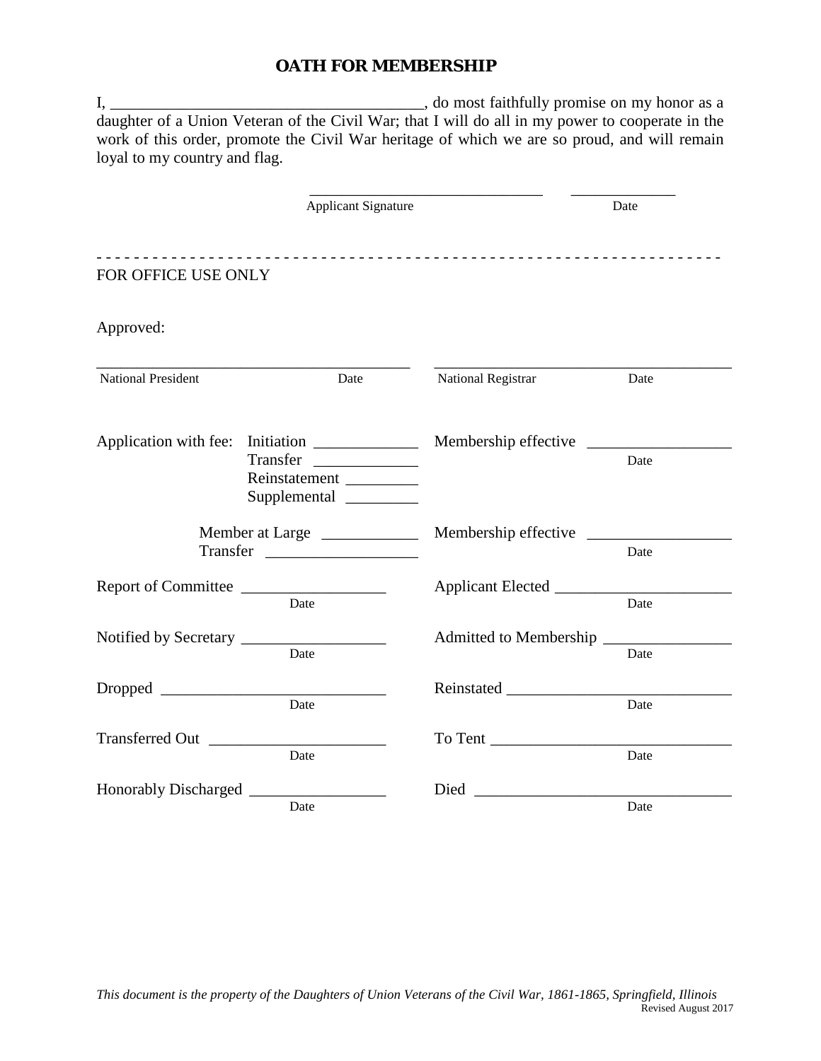# OATH FOR MEMBERSHIP

I, ________________________________________, do most faithfully promise on my honor as a daughter of a Union Veteran of the Civil War; that I will do all in my power to cooperate in the work of this order, promote the Civil War heritage of which we are so proud, and will remain loyal to my country and flag.

______________________________ _____________
Applicant Signature Date

- - - - - - - - - - - - - - - - - - - - - - - - - - - - - - - - - - - - - - - - - - - - - - - - - - - - - - - - - - - - - - - - -

FOR OFFICE USE ONLY

Approved:

________________________________________ ________________________________________
National President Date National Registrar Date

Application with fee: Initiation _____________
Transfer _____________
Reinstatement _________
Supplemental _________

Membership effective __________________
Date

Member at Large ____________
Transfer ___________________

Membership effective __________________
Date

Report of Committee __________________
Date

Applicant Elected ______________________
Date

Notified by Secretary __________________
Date

Admitted to Membership ________________
Date

Dropped ____________________________
Date

Reinstated ____________________________
Date

Transferred Out ______________________
Date

To Tent ______________________________
Date

Honorably Discharged _________________
Date

Died ________________________________
Date

*This document is the property of the Daughters of Union Veterans of the Civil War, 1861-1865, Springfield, Illinois*
Revised August 2017